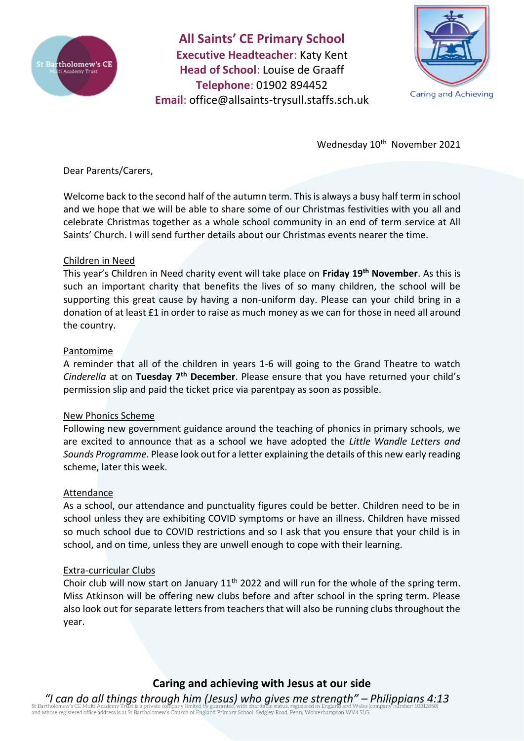# All Saints' CE Primary School

**Executive Headteacher**: Katy Kent
**Head of School**: Louise de Graaff
**Telephone**: 01902 894452
**Email**: office@allsaints-trysull.staffs.sch.uk

Caring and Achieving

Wednesday 10th November 2021

Dear Parents/Carers,

Welcome back to the second half of the autumn term. This is always a busy half term in school and we hope that we will be able to share some of our Christmas festivities with you all and celebrate Christmas together as a whole school community in an end of term service at All Saints' Church. I will send further details about our Christmas events nearer the time.

Children in Need

This year's Children in Need charity event will take place on **Friday 19th November**. As this is such an important charity that benefits the lives of so many children, the school will be supporting this great cause by having a non-uniform day. Please can your child bring in a donation of at least £1 in order to raise as much money as we can for those in need all around the country.

Pantomime

A reminder that all of the children in years 1-6 will going to the Grand Theatre to watch *Cinderella* at on **Tuesday 7th December**. Please ensure that you have returned your child's permission slip and paid the ticket price via parentpay as soon as possible.

New Phonics Scheme

Following new government guidance around the teaching of phonics in primary schools, we are excited to announce that as a school we have adopted the *Little Wandle Letters and Sounds Programme*. Please look out for a letter explaining the details of this new early reading scheme, later this week.

Attendance

As a school, our attendance and punctuality figures could be better. Children need to be in school unless they are exhibiting COVID symptoms or have an illness. Children have missed so much school due to COVID restrictions and so I ask that you ensure that your child is in school, and on time, unless they are unwell enough to cope with their learning.

Extra-curricular Clubs

Choir club will now start on January 11th 2022 and will run for the whole of the spring term. Miss Atkinson will be offering new clubs before and after school in the spring term. Please also look out for separate letters from teachers that will also be running clubs throughout the year.

**Caring and achieving with Jesus at our side**

*"I can do all things through him (Jesus) who gives me strength" – Philippians 4:13*

St Bartholomew's CE Multi Academy Trust is a private company limited by guarantee, with charitable status, registered in England and Wales (company number: 10312858) and whose registered office address is at St Bartholomew's Church of England Primary School, Sedgley Road, Penn, Wolverhampton WV4 5LG.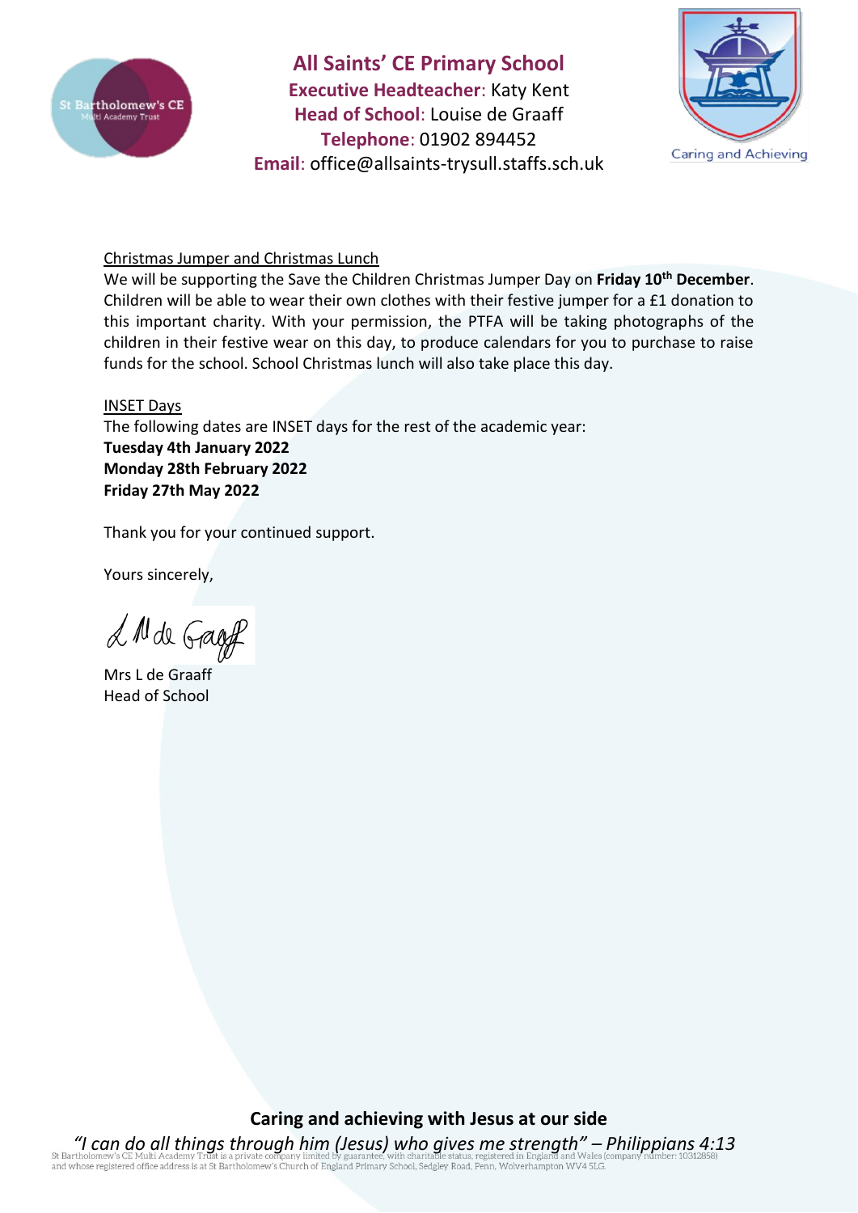# All Saints' CE Primary School

**Executive Headteacher**: Katy Kent
**Head of School**: Louise de Graaff
**Telephone**: 01902 894452
**Email**: office@allsaints-trysull.staffs.sch.uk

Caring and Achieving

Christmas Jumper and Christmas Lunch

We will be supporting the Save the Children Christmas Jumper Day on **Friday 10th December**. Children will be able to wear their own clothes with their festive jumper for a £1 donation to this important charity. With your permission, the PTFA will be taking photographs of the children in their festive wear on this day, to produce calendars for you to purchase to raise funds for the school. School Christmas lunch will also take place this day.

INSET Days

The following dates are INSET days for the rest of the academic year:
**Tuesday 4th January 2022**
**Monday 28th February 2022**
**Friday 27th May 2022**

Thank you for your continued support.

Yours sincerely,

L M de Graaff

Mrs L de Graaff
Head of School

**Caring and achieving with Jesus at our side**

*"I can do all things through him (Jesus) who gives me strength" – Philippians 4:13*

St Bartholomew's CE Multi Academy Trust is a private company limited by guarantee, with charitable status, registered in England and Wales (company number: 10312858) and whose registered office address is at St Bartholomew's Church of England Primary School, Sedgley Road, Penn, Wolverhampton WV4 5LG.